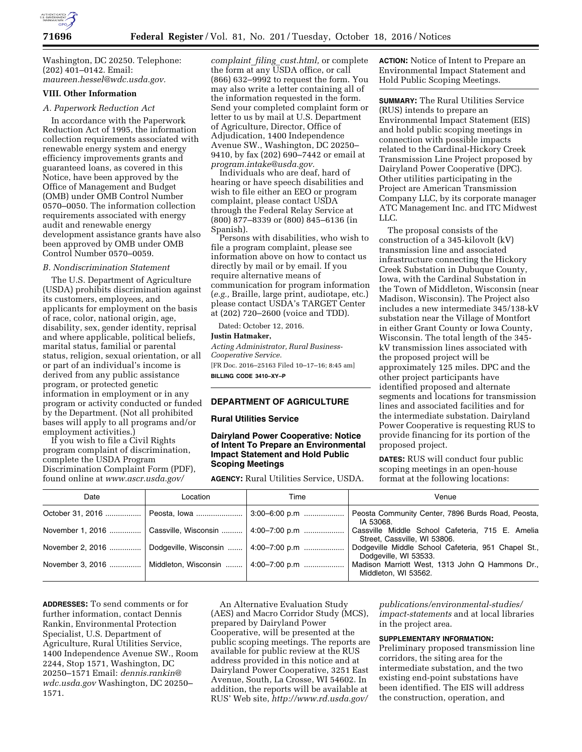Washington, DC 20250. Telephone: (202) 401–0142. Email: *maureen.hessel@wdc.usda.gov.*

## VIII. Other Information

### *A. Paperwork Reduction Act*

In accordance with the Paperwork Reduction Act of 1995, the information collection requirements associated with renewable energy system and energy efficiency improvements grants and guaranteed loans, as covered in this Notice, have been approved by the Office of Management and Budget (OMB) under OMB Control Number 0570–0050. The information collection requirements associated with energy audit and renewable energy development assistance grants have also been approved by OMB under OMB Control Number 0570–0059.

### *B. Nondiscrimination Statement*

The U.S. Department of Agriculture (USDA) prohibits discrimination against its customers, employees, and applicants for employment on the basis of race, color, national origin, age, disability, sex, gender identity, reprisal and where applicable, political beliefs, marital status, familial or parental status, religion, sexual orientation, or all or part of an individual's income is derived from any public assistance program, or protected genetic information in employment or in any program or activity conducted or funded by the Department. (Not all prohibited bases will apply to all programs and/or employment activities.)

If you wish to file a Civil Rights program complaint of discrimination, complete the USDA Program Discrimination Complaint Form (PDF), found online at *www.ascr.usda.gov/complaint_filing_cust.html,* or complete the form at any USDA office, or call (866) 632–9992 to request the form. You may also write a letter containing all of the information requested in the form. Send your completed complaint form or letter to us by mail at U.S. Department of Agriculture, Director, Office of Adjudication, 1400 Independence Avenue SW., Washington, DC 20250–9410, by fax (202) 690–7442 or email at *program.intake@usda.gov.*

Individuals who are deaf, hard of hearing or have speech disabilities and wish to file either an EEO or program complaint, please contact USDA through the Federal Relay Service at (800) 877–8339 or (800) 845–6136 (in Spanish).

Persons with disabilities, who wish to file a program complaint, please see information above on how to contact us directly by mail or by email. If you require alternative means of communication for program information (*e.g.,* Braille, large print, audiotape, etc.) please contact USDA's TARGET Center at (202) 720–2600 (voice and TDD).

Dated: October 12, 2016.

**Justin Hatmaker,**

*Acting Administrator, Rural Business-Cooperative Service.*

[FR Doc. 2016–25163 Filed 10–17–16; 8:45 am]

**BILLING CODE 3410–XY–P**

---

## DEPARTMENT OF AGRICULTURE

## Rural Utilities Service

## Dairyland Power Cooperative: Notice of Intent To Prepare an Environmental Impact Statement and Hold Public Scoping Meetings

**AGENCY:** Rural Utilities Service, USDA.

**ACTION:** Notice of Intent to Prepare an Environmental Impact Statement and Hold Public Scoping Meetings.

**SUMMARY:** The Rural Utilities Service (RUS) intends to prepare an Environmental Impact Statement (EIS) and hold public scoping meetings in connection with possible impacts related to the Cardinal-Hickory Creek Transmission Line Project proposed by Dairyland Power Cooperative (DPC). Other utilities participating in the Project are American Transmission Company LLC, by its corporate manager ATC Management Inc. and ITC Midwest LLC.

The proposal consists of the construction of a 345-kilovolt (kV) transmission line and associated infrastructure connecting the Hickory Creek Substation in Dubuque County, Iowa, with the Cardinal Substation in the Town of Middleton, Wisconsin (near Madison, Wisconsin). The Project also includes a new intermediate 345/138-kV substation near the Village of Montfort in either Grant County or Iowa County, Wisconsin. The total length of the 345-kV transmission lines associated with the proposed project will be approximately 125 miles. DPC and the other project participants have identified proposed and alternate segments and locations for transmission lines and associated facilities and for the intermediate substation. Dairyland Power Cooperative is requesting RUS to provide financing for its portion of the proposed project.

**DATES:** RUS will conduct four public scoping meetings in an open-house format at the following locations:

| Date | Location | Time | Venue |
|---|---|---|---|
| October 31, 2016 | Peosta, Iowa | 3:00–6:00 p.m | Peosta Community Center, 7896 Burds Road, Peosta, IA 53068. |
| November 1, 2016 | Cassville, Wisconsin | 4:00–7:00 p.m | Cassville Middle School Cafeteria, 715 E. Amelia Street, Cassville, WI 53806. |
| November 2, 2016 | Dodgeville, Wisconsin | 4:00–7:00 p.m | Dodgeville Middle School Cafeteria, 951 Chapel St., Dodgeville, WI 53533. |
| November 3, 2016 | Middleton, Wisconsin | 4:00–7:00 p.m | Madison Marriott West, 1313 John Q Hammons Dr., Middleton, WI 53562. |

**ADDRESSES:** To send comments or for further information, contact Dennis Rankin, Environmental Protection Specialist, U.S. Department of Agriculture, Rural Utilities Service, 1400 Independence Avenue SW., Room 2244, Stop 1571, Washington, DC 20250–1571 Email: *dennis.rankin@wdc.usda.gov* Washington, DC 20250–1571.

An Alternative Evaluation Study (AES) and Macro Corridor Study (MCS), prepared by Dairyland Power Cooperative, will be presented at the public scoping meetings. The reports are available for public review at the RUS address provided in this notice and at Dairyland Power Cooperative, 3251 East Avenue, South, La Crosse, WI 54602. In addition, the reports will be available at RUS' Web site, *http://www.rd.usda.gov/publications/environmental-studies/impact-statements* and at local libraries in the project area.

**SUPPLEMENTARY INFORMATION:** Preliminary proposed transmission line corridors, the siting area for the intermediate substation, and the two existing end-point substations have been identified. The EIS will address the construction, operation, and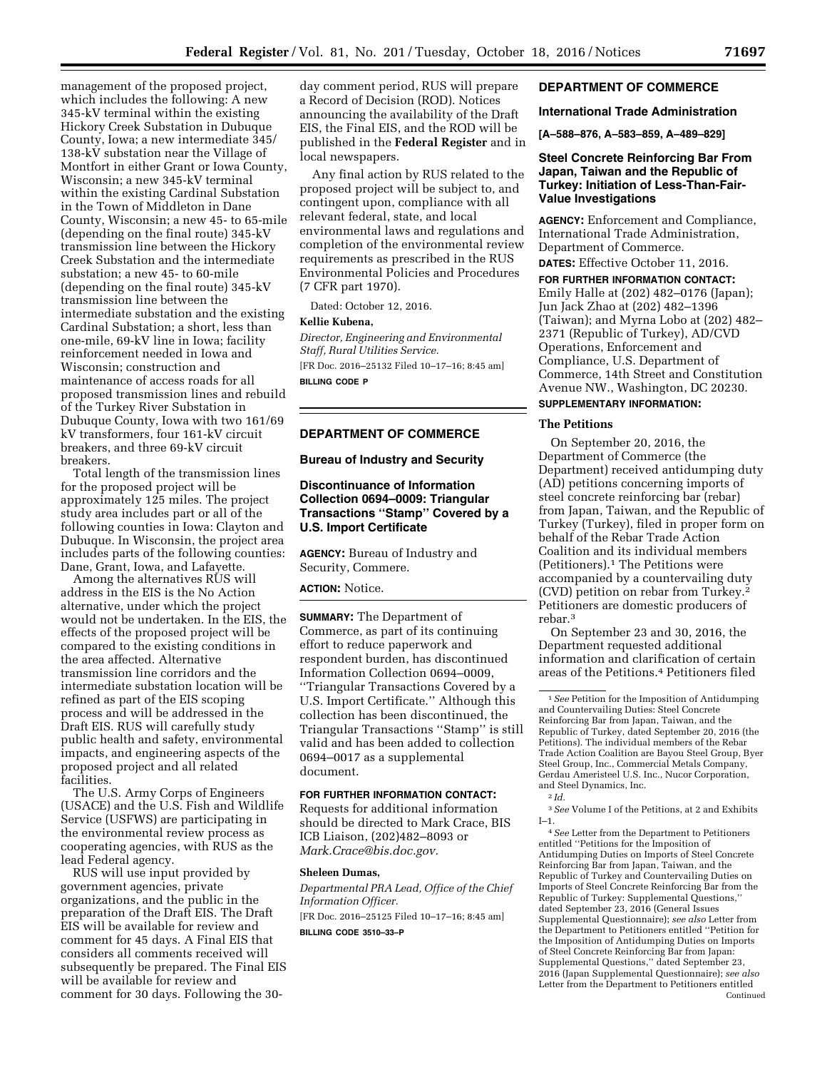management of the proposed project, which includes the following: A new 345-kV terminal within the existing Hickory Creek Substation in Dubuque County, Iowa; a new intermediate 345/138-kV substation near the Village of Montfort in either Grant or Iowa County, Wisconsin; a new 345-kV terminal within the existing Cardinal Substation in the Town of Middleton in Dane County, Wisconsin; a new 45- to 65-mile (depending on the final route) 345-kV transmission line between the Hickory Creek Substation and the intermediate substation; a new 45- to 60-mile (depending on the final route) 345-kV transmission line between the intermediate substation and the existing Cardinal Substation; a short, less than one-mile, 69-kV line in Iowa; facility reinforcement needed in Iowa and Wisconsin; construction and maintenance of access roads for all proposed transmission lines and rebuild of the Turkey River Substation in Dubuque County, Iowa with two 161/69 kV transformers, four 161-kV circuit breakers, and three 69-kV circuit breakers.

Total length of the transmission lines for the proposed project will be approximately 125 miles. The project study area includes part or all of the following counties in Iowa: Clayton and Dubuque. In Wisconsin, the project area includes parts of the following counties: Dane, Grant, Iowa, and Lafayette.

Among the alternatives RUS will address in the EIS is the No Action alternative, under which the project would not be undertaken. In the EIS, the effects of the proposed project will be compared to the existing conditions in the area affected. Alternative transmission line corridors and the intermediate substation location will be refined as part of the EIS scoping process and will be addressed in the Draft EIS. RUS will carefully study public health and safety, environmental impacts, and engineering aspects of the proposed project and all related facilities.

The U.S. Army Corps of Engineers (USACE) and the U.S. Fish and Wildlife Service (USFWS) are participating in the environmental review process as cooperating agencies, with RUS as the lead Federal agency.

RUS will use input provided by government agencies, private organizations, and the public in the preparation of the Draft EIS. The Draft EIS will be available for review and comment for 45 days. A Final EIS that considers all comments received will subsequently be prepared. The Final EIS will be available for review and comment for 30 days. Following the 30-day comment period, RUS will prepare a Record of Decision (ROD). Notices announcing the availability of the Draft EIS, the Final EIS, and the ROD will be published in the **Federal Register** and in local newspapers.

Any final action by RUS related to the proposed project will be subject to, and contingent upon, compliance with all relevant federal, state, and local environmental laws and regulations and completion of the environmental review requirements as prescribed in the RUS Environmental Policies and Procedures (7 CFR part 1970).

Dated: October 12, 2016.

**Kellie Kubena,**

*Director, Engineering and Environmental Staff, Rural Utilities Service.*

[FR Doc. 2016–25132 Filed 10–17–16; 8:45 am]

**BILLING CODE P**

## DEPARTMENT OF COMMERCE

### Bureau of Industry and Security

### Discontinuance of Information Collection 0694–0009: Triangular Transactions "Stamp" Covered by a U.S. Import Certificate

**AGENCY:** Bureau of Industry and Security, Commere.

**ACTION:** Notice.

**SUMMARY:** The Department of Commerce, as part of its continuing effort to reduce paperwork and respondent burden, has discontinued Information Collection 0694–0009, "Triangular Transactions Covered by a U.S. Import Certificate." Although this collection has been discontinued, the Triangular Transactions "Stamp" is still valid and has been added to collection 0694–0017 as a supplemental document.

**FOR FURTHER INFORMATION CONTACT:** Requests for additional information should be directed to Mark Crace, BIS ICB Liaison, (202)482–8093 or *Mark.Crace@bis.doc.gov.*

**Sheleen Dumas,**

*Departmental PRA Lead, Office of the Chief Information Officer.*

[FR Doc. 2016–25125 Filed 10–17–16; 8:45 am]

**BILLING CODE 3510–33–P**

## DEPARTMENT OF COMMERCE

### International Trade Administration

**[A–588–876, A–583–859, A–489–829]**

### Steel Concrete Reinforcing Bar From Japan, Taiwan and the Republic of Turkey: Initiation of Less-Than-Fair-Value Investigations

**AGENCY:** Enforcement and Compliance, International Trade Administration, Department of Commerce.

**DATES:** Effective October 11, 2016.

**FOR FURTHER INFORMATION CONTACT:** Emily Halle at (202) 482–0176 (Japan); Jun Jack Zhao at (202) 482–1396 (Taiwan); and Myrna Lobo at (202) 482–2371 (Republic of Turkey), AD/CVD Operations, Enforcement and Compliance, U.S. Department of Commerce, 14th Street and Constitution Avenue NW., Washington, DC 20230.

**SUPPLEMENTARY INFORMATION:**

#### The Petitions

On September 20, 2016, the Department of Commerce (the Department) received antidumping duty (AD) petitions concerning imports of steel concrete reinforcing bar (rebar) from Japan, Taiwan, and the Republic of Turkey (Turkey), filed in proper form on behalf of the Rebar Trade Action Coalition and its individual members (Petitioners).[1] The Petitions were accompanied by a countervailing duty (CVD) petition on rebar from Turkey.[2] Petitioners are domestic producers of rebar.[3]

On September 23 and 30, 2016, the Department requested additional information and clarification of certain areas of the Petitions.[4] Petitioners filed

[1] *See* Petition for the Imposition of Antidumping and Countervailing Duties: Steel Concrete Reinforcing Bar from Japan, Taiwan, and the Republic of Turkey, dated September 20, 2016 (the Petitions). The individual members of the Rebar Trade Action Coalition are Bayou Steel Group, Byer Steel Group, Inc., Commercial Metals Company, Gerdau Ameristeel U.S. Inc., Nucor Corporation, and Steel Dynamics, Inc.

[2] *Id.*

[3] *See* Volume I of the Petitions, at 2 and Exhibits I–1.

[4] *See* Letter from the Department to Petitioners entitled "Petitions for the Imposition of Antidumping Duties on Imports of Steel Concrete Reinforcing Bar from Japan, Taiwan, and the Republic of Turkey and Countervailing Duties on Imports of Steel Concrete Reinforcing Bar from the Republic of Turkey: Supplemental Questions," dated September 23, 2016 (General Issues Supplemental Questionnaire); *see also* Letter from the Department to Petitioners entitled "Petition for the Imposition of Antidumping Duties on Imports of Steel Concrete Reinforcing Bar from Japan: Supplemental Questions," dated September 23, 2016 (Japan Supplemental Questionnaire); *see also* Letter from the Department to Petitioners entitled

Continued